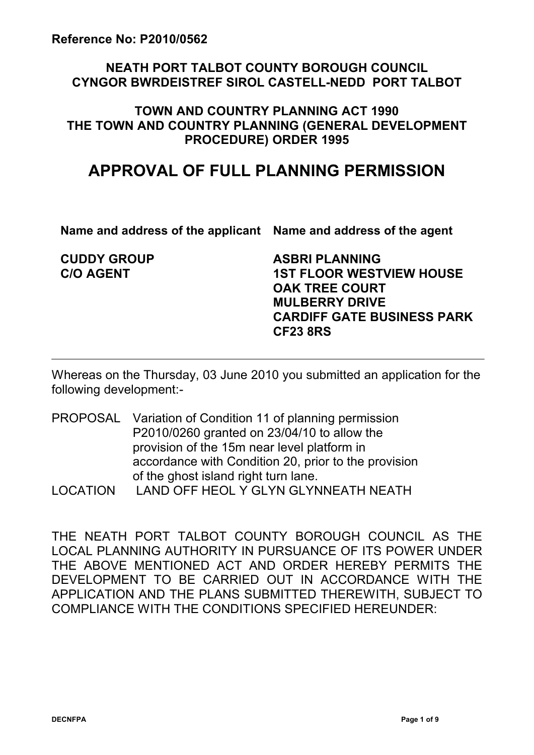**Reference No: P2010/0562**

**NEATH PORT TALBOT COUNTY BOROUGH COUNCIL**
**CYNGOR BWRDEISTREF SIROL CASTELL-NEDD PORT TALBOT**

**TOWN AND COUNTRY PLANNING ACT 1990**
**THE TOWN AND COUNTRY PLANNING (GENERAL DEVELOPMENT PROCEDURE) ORDER 1995**

# APPROVAL OF FULL PLANNING PERMISSION

| Name and address of the applicant | Name and address of the agent |
| --- | --- |
| **CUDDY GROUP**<br>**C/O AGENT** | **ASBRI PLANNING**<br>**1ST FLOOR WESTVIEW HOUSE**<br>**OAK TREE COURT**<br>**MULBERRY DRIVE**<br>**CARDIFF GATE BUSINESS PARK**<br>**CF23 8RS** |

---

Whereas on the Thursday, 03 June 2010 you submitted an application for the following development:-

PROPOSAL Variation of Condition 11 of planning permission P2010/0260 granted on 23/04/10 to allow the provision of the 15m near level platform in accordance with Condition 20, prior to the provision of the ghost island right turn lane.

LOCATION LAND OFF HEOL Y GLYN GLYNNEATH NEATH

THE NEATH PORT TALBOT COUNTY BOROUGH COUNCIL AS THE LOCAL PLANNING AUTHORITY IN PURSUANCE OF ITS POWER UNDER THE ABOVE MENTIONED ACT AND ORDER HEREBY PERMITS THE DEVELOPMENT TO BE CARRIED OUT IN ACCORDANCE WITH THE APPLICATION AND THE PLANS SUBMITTED THEREWITH, SUBJECT TO COMPLIANCE WITH THE CONDITIONS SPECIFIED HEREUNDER: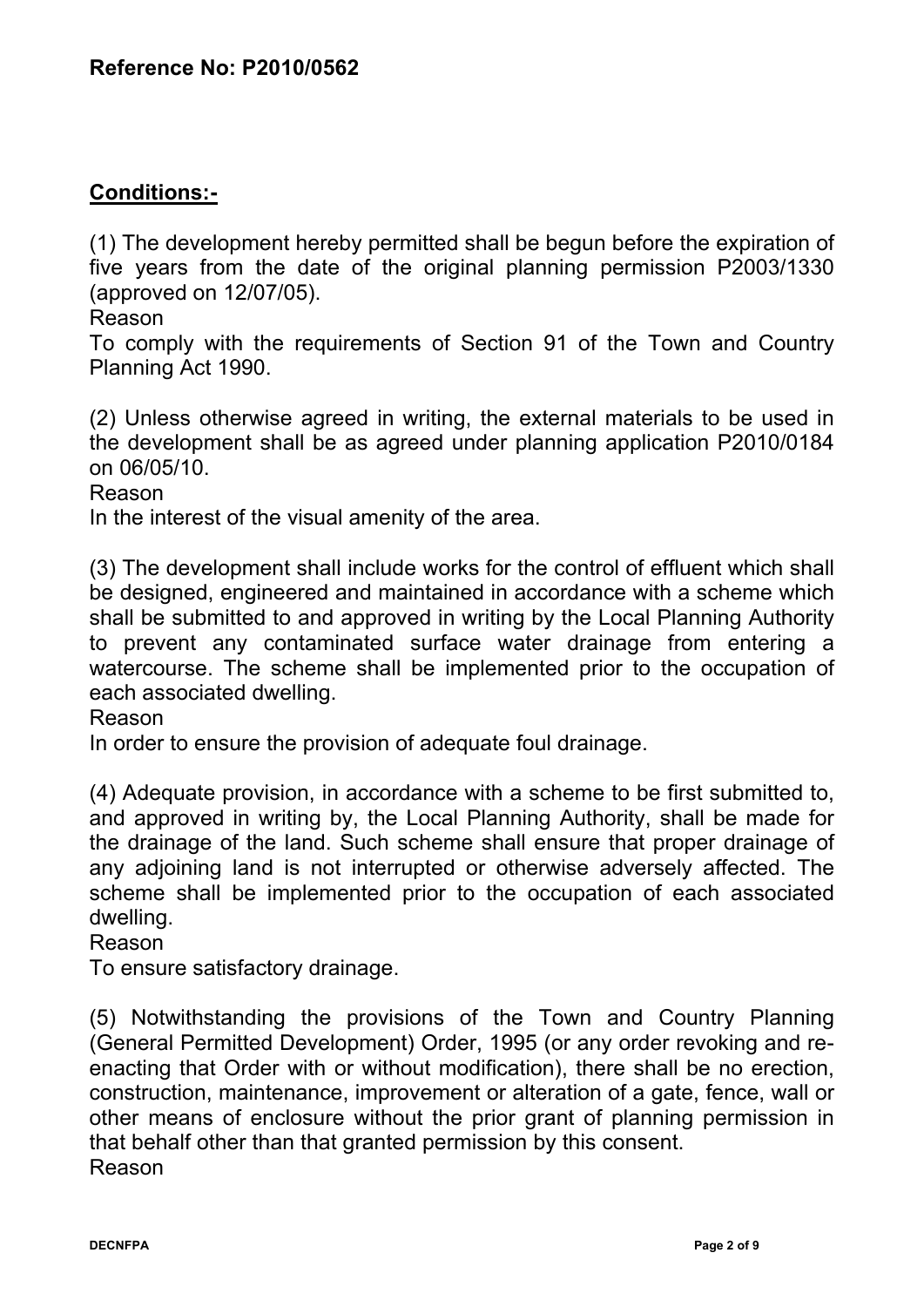**Reference No: P2010/0562**

**Conditions:-**

(1) The development hereby permitted shall be begun before the expiration of five years from the date of the original planning permission P2003/1330 (approved on 12/07/05).

Reason

To comply with the requirements of Section 91 of the Town and Country Planning Act 1990.

(2) Unless otherwise agreed in writing, the external materials to be used in the development shall be as agreed under planning application P2010/0184 on 06/05/10.

Reason

In the interest of the visual amenity of the area.

(3) The development shall include works for the control of effluent which shall be designed, engineered and maintained in accordance with a scheme which shall be submitted to and approved in writing by the Local Planning Authority to prevent any contaminated surface water drainage from entering a watercourse. The scheme shall be implemented prior to the occupation of each associated dwelling.

Reason

In order to ensure the provision of adequate foul drainage.

(4) Adequate provision, in accordance with a scheme to be first submitted to, and approved in writing by, the Local Planning Authority, shall be made for the drainage of the land. Such scheme shall ensure that proper drainage of any adjoining land is not interrupted or otherwise adversely affected. The scheme shall be implemented prior to the occupation of each associated dwelling.

Reason

To ensure satisfactory drainage.

(5) Notwithstanding the provisions of the Town and Country Planning (General Permitted Development) Order, 1995 (or any order revoking and re-enacting that Order with or without modification), there shall be no erection, construction, maintenance, improvement or alteration of a gate, fence, wall or other means of enclosure without the prior grant of planning permission in that behalf other than that granted permission by this consent.

Reason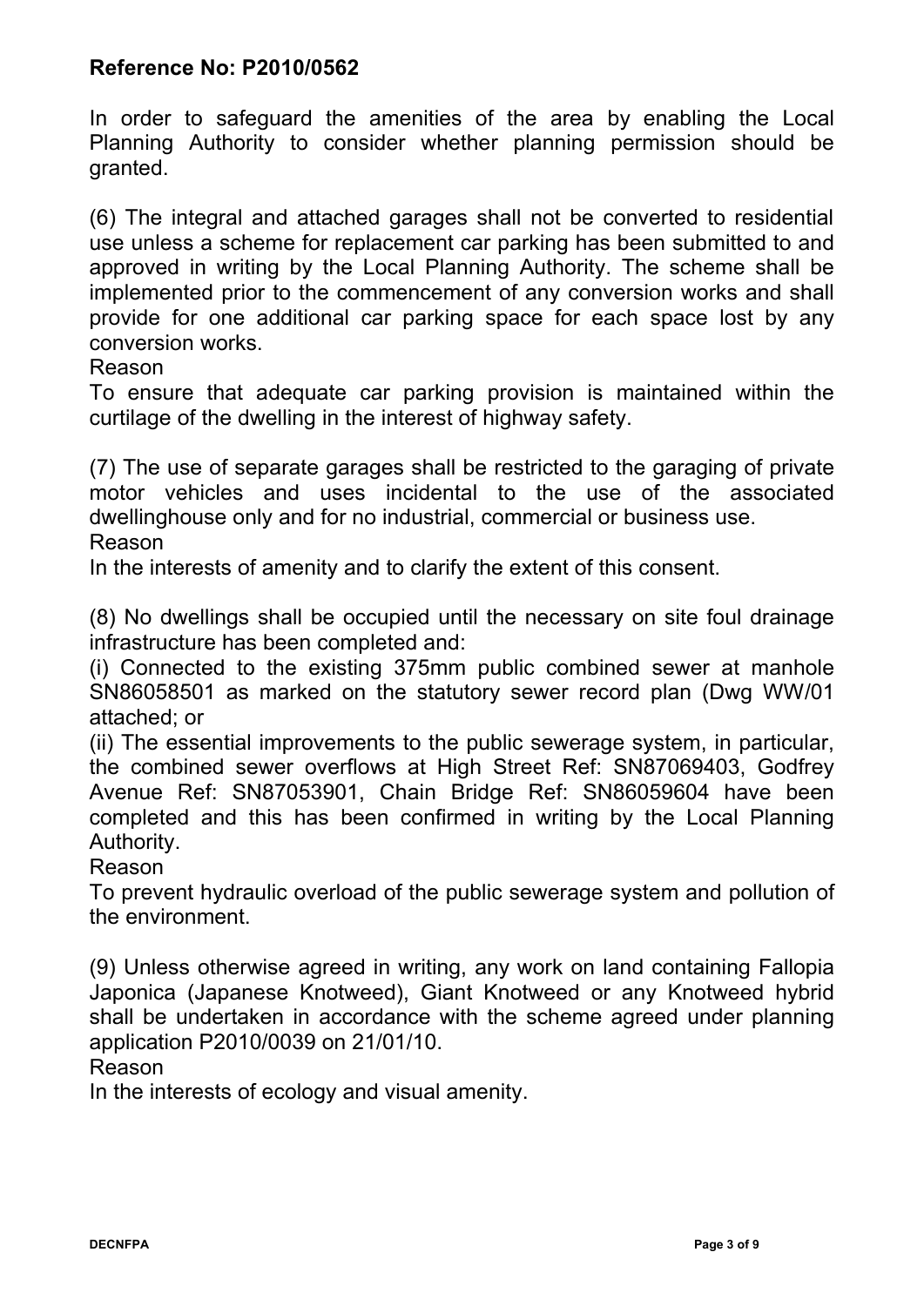**Reference No: P2010/0562**

In order to safeguard the amenities of the area by enabling the Local Planning Authority to consider whether planning permission should be granted.

(6) The integral and attached garages shall not be converted to residential use unless a scheme for replacement car parking has been submitted to and approved in writing by the Local Planning Authority. The scheme shall be implemented prior to the commencement of any conversion works and shall provide for one additional car parking space for each space lost by any conversion works.

Reason

To ensure that adequate car parking provision is maintained within the curtilage of the dwelling in the interest of highway safety.

(7) The use of separate garages shall be restricted to the garaging of private motor vehicles and uses incidental to the use of the associated dwellinghouse only and for no industrial, commercial or business use.

Reason

In the interests of amenity and to clarify the extent of this consent.

(8) No dwellings shall be occupied until the necessary on site foul drainage infrastructure has been completed and:

(i) Connected to the existing 375mm public combined sewer at manhole SN86058501 as marked on the statutory sewer record plan (Dwg WW/01 attached; or

(ii) The essential improvements to the public sewerage system, in particular, the combined sewer overflows at High Street Ref: SN87069403, Godfrey Avenue Ref: SN87053901, Chain Bridge Ref: SN86059604 have been completed and this has been confirmed in writing by the Local Planning Authority.

Reason

To prevent hydraulic overload of the public sewerage system and pollution of the environment.

(9) Unless otherwise agreed in writing, any work on land containing Fallopia Japonica (Japanese Knotweed), Giant Knotweed or any Knotweed hybrid shall be undertaken in accordance with the scheme agreed under planning application P2010/0039 on 21/01/10.

Reason

In the interests of ecology and visual amenity.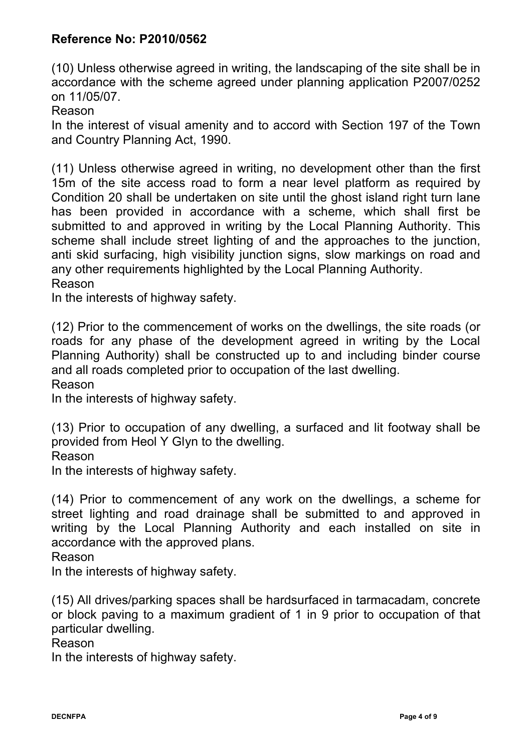**Reference No: P2010/0562**

(10) Unless otherwise agreed in writing, the landscaping of the site shall be in accordance with the scheme agreed under planning application P2007/0252 on 11/05/07.

Reason

In the interest of visual amenity and to accord with Section 197 of the Town and Country Planning Act, 1990.

(11) Unless otherwise agreed in writing, no development other than the first 15m of the site access road to form a near level platform as required by Condition 20 shall be undertaken on site until the ghost island right turn lane has been provided in accordance with a scheme, which shall first be submitted to and approved in writing by the Local Planning Authority. This scheme shall include street lighting of and the approaches to the junction, anti skid surfacing, high visibility junction signs, slow markings on road and any other requirements highlighted by the Local Planning Authority.

Reason

In the interests of highway safety.

(12) Prior to the commencement of works on the dwellings, the site roads (or roads for any phase of the development agreed in writing by the Local Planning Authority) shall be constructed up to and including binder course and all roads completed prior to occupation of the last dwelling.

Reason

In the interests of highway safety.

(13) Prior to occupation of any dwelling, a surfaced and lit footway shall be provided from Heol Y Glyn to the dwelling.

Reason

In the interests of highway safety.

(14) Prior to commencement of any work on the dwellings, a scheme for street lighting and road drainage shall be submitted to and approved in writing by the Local Planning Authority and each installed on site in accordance with the approved plans.

Reason

In the interests of highway safety.

(15) All drives/parking spaces shall be hardsurfaced in tarmacadam, concrete or block paving to a maximum gradient of 1 in 9 prior to occupation of that particular dwelling.

Reason

In the interests of highway safety.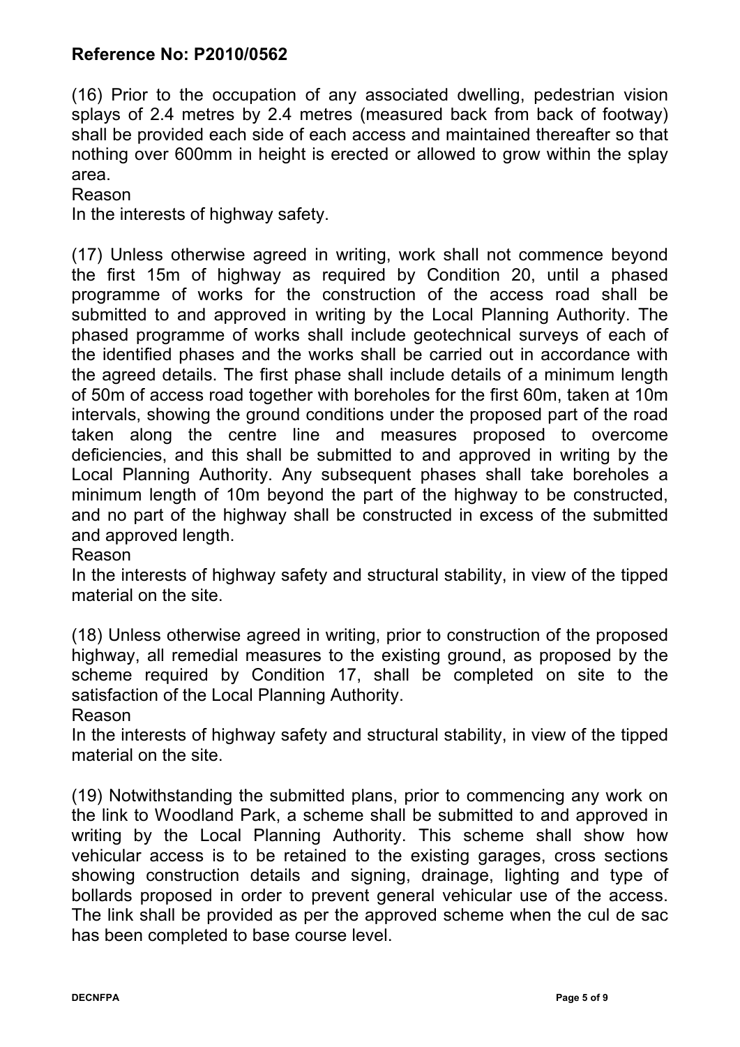**Reference No: P2010/0562**

(16) Prior to the occupation of any associated dwelling, pedestrian vision splays of 2.4 metres by 2.4 metres (measured back from back of footway) shall be provided each side of each access and maintained thereafter so that nothing over 600mm in height is erected or allowed to grow within the splay area.

Reason

In the interests of highway safety.

(17) Unless otherwise agreed in writing, work shall not commence beyond the first 15m of highway as required by Condition 20, until a phased programme of works for the construction of the access road shall be submitted to and approved in writing by the Local Planning Authority. The phased programme of works shall include geotechnical surveys of each of the identified phases and the works shall be carried out in accordance with the agreed details. The first phase shall include details of a minimum length of 50m of access road together with boreholes for the first 60m, taken at 10m intervals, showing the ground conditions under the proposed part of the road taken along the centre line and measures proposed to overcome deficiencies, and this shall be submitted to and approved in writing by the Local Planning Authority. Any subsequent phases shall take boreholes a minimum length of 10m beyond the part of the highway to be constructed, and no part of the highway shall be constructed in excess of the submitted and approved length.

Reason

In the interests of highway safety and structural stability, in view of the tipped material on the site.

(18) Unless otherwise agreed in writing, prior to construction of the proposed highway, all remedial measures to the existing ground, as proposed by the scheme required by Condition 17, shall be completed on site to the satisfaction of the Local Planning Authority.

Reason

In the interests of highway safety and structural stability, in view of the tipped material on the site.

(19) Notwithstanding the submitted plans, prior to commencing any work on the link to Woodland Park, a scheme shall be submitted to and approved in writing by the Local Planning Authority. This scheme shall show how vehicular access is to be retained to the existing garages, cross sections showing construction details and signing, drainage, lighting and type of bollards proposed in order to prevent general vehicular use of the access. The link shall be provided as per the approved scheme when the cul de sac has been completed to base course level.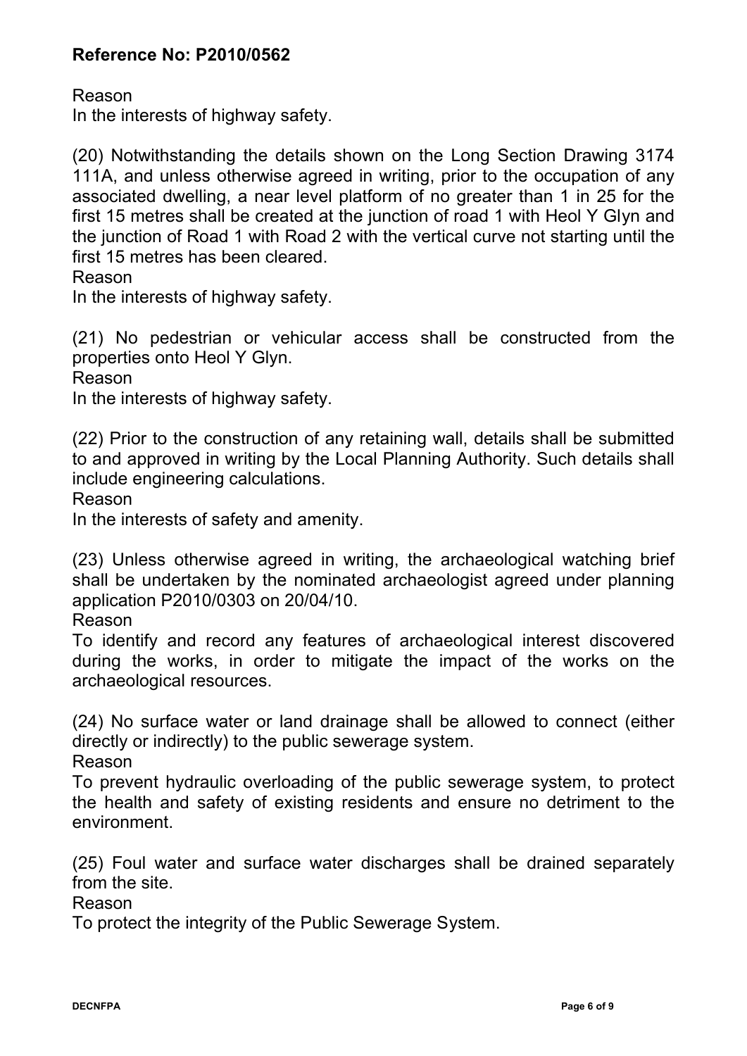**Reference No: P2010/0562**

Reason
In the interests of highway safety.

(20) Notwithstanding the details shown on the Long Section Drawing 3174 111A, and unless otherwise agreed in writing, prior to the occupation of any associated dwelling, a near level platform of no greater than 1 in 25 for the first 15 metres shall be created at the junction of road 1 with Heol Y Glyn and the junction of Road 1 with Road 2 with the vertical curve not starting until the first 15 metres has been cleared.
Reason
In the interests of highway safety.

(21) No pedestrian or vehicular access shall be constructed from the properties onto Heol Y Glyn.
Reason
In the interests of highway safety.

(22) Prior to the construction of any retaining wall, details shall be submitted to and approved in writing by the Local Planning Authority. Such details shall include engineering calculations.
Reason
In the interests of safety and amenity.

(23) Unless otherwise agreed in writing, the archaeological watching brief shall be undertaken by the nominated archaeologist agreed under planning application P2010/0303 on 20/04/10.
Reason
To identify and record any features of archaeological interest discovered during the works, in order to mitigate the impact of the works on the archaeological resources.

(24) No surface water or land drainage shall be allowed to connect (either directly or indirectly) to the public sewerage system.
Reason
To prevent hydraulic overloading of the public sewerage system, to protect the health and safety of existing residents and ensure no detriment to the environment.

(25) Foul water and surface water discharges shall be drained separately from the site.
Reason
To protect the integrity of the Public Sewerage System.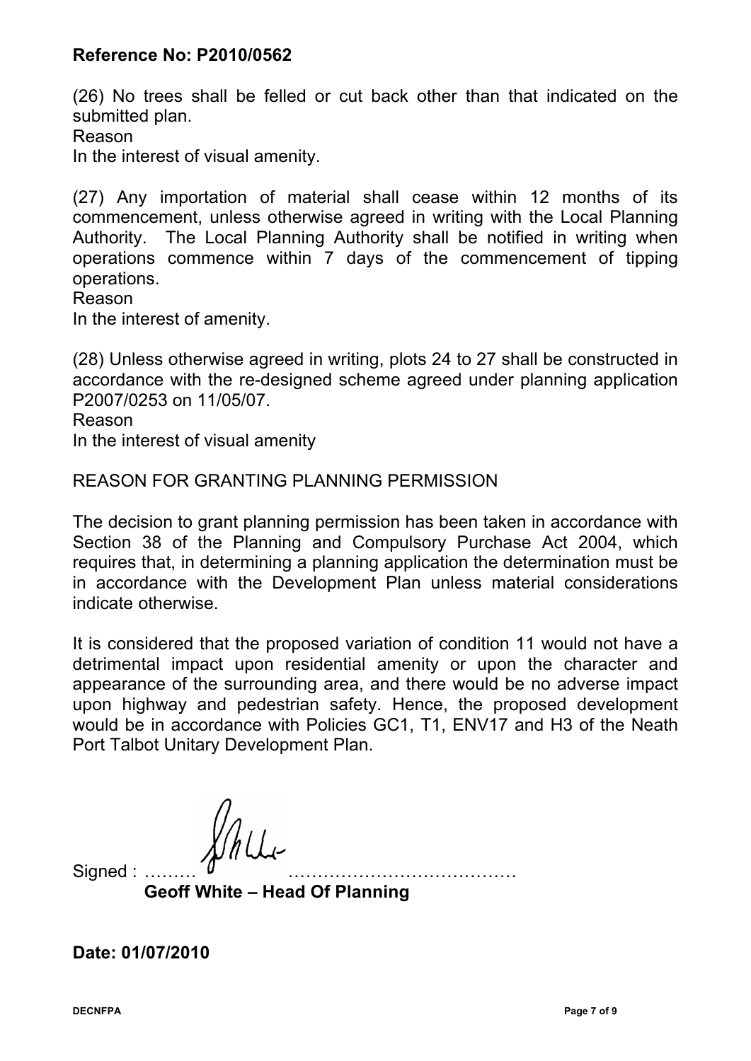**Reference No: P2010/0562**

(26) No trees shall be felled or cut back other than that indicated on the submitted plan.

Reason

In the interest of visual amenity.

(27) Any importation of material shall cease within 12 months of its commencement, unless otherwise agreed in writing with the Local Planning Authority. The Local Planning Authority shall be notified in writing when operations commence within 7 days of the commencement of tipping operations.

Reason

In the interest of amenity.

(28) Unless otherwise agreed in writing, plots 24 to 27 shall be constructed in accordance with the re-designed scheme agreed under planning application P2007/0253 on 11/05/07.

Reason

In the interest of visual amenity

REASON FOR GRANTING PLANNING PERMISSION

The decision to grant planning permission has been taken in accordance with Section 38 of the Planning and Compulsory Purchase Act 2004, which requires that, in determining a planning application the determination must be in accordance with the Development Plan unless material considerations indicate otherwise.

It is considered that the proposed variation of condition 11 would not have a detrimental impact upon residential amenity or upon the character and appearance of the surrounding area, and there would be no adverse impact upon highway and pedestrian safety. Hence, the proposed development would be in accordance with Policies GC1, T1, ENV17 and H3 of the Neath Port Talbot Unitary Development Plan.

Signed : ………………………………………………

**Geoff White – Head Of Planning**

**Date: 01/07/2010**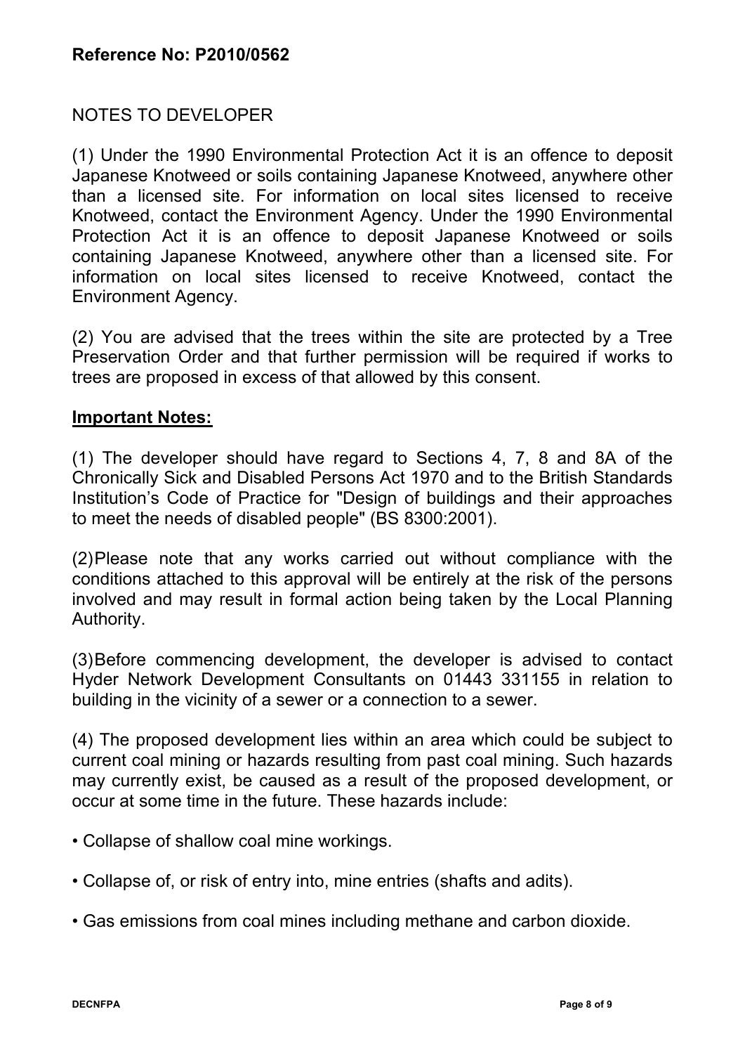**Reference No: P2010/0562**

NOTES TO DEVELOPER

(1) Under the 1990 Environmental Protection Act it is an offence to deposit Japanese Knotweed or soils containing Japanese Knotweed, anywhere other than a licensed site. For information on local sites licensed to receive Knotweed, contact the Environment Agency. Under the 1990 Environmental Protection Act it is an offence to deposit Japanese Knotweed or soils containing Japanese Knotweed, anywhere other than a licensed site. For information on local sites licensed to receive Knotweed, contact the Environment Agency.

(2) You are advised that the trees within the site are protected by a Tree Preservation Order and that further permission will be required if works to trees are proposed in excess of that allowed by this consent.

**Important Notes:**

(1) The developer should have regard to Sections 4, 7, 8 and 8A of the Chronically Sick and Disabled Persons Act 1970 and to the British Standards Institution's Code of Practice for "Design of buildings and their approaches to meet the needs of disabled people" (BS 8300:2001).

(2)Please note that any works carried out without compliance with the conditions attached to this approval will be entirely at the risk of the persons involved and may result in formal action being taken by the Local Planning Authority.

(3)Before commencing development, the developer is advised to contact Hyder Network Development Consultants on 01443 331155 in relation to building in the vicinity of a sewer or a connection to a sewer.

(4) The proposed development lies within an area which could be subject to current coal mining or hazards resulting from past coal mining. Such hazards may currently exist, be caused as a result of the proposed development, or occur at some time in the future. These hazards include:

- Collapse of shallow coal mine workings.
- Collapse of, or risk of entry into, mine entries (shafts and adits).
- Gas emissions from coal mines including methane and carbon dioxide.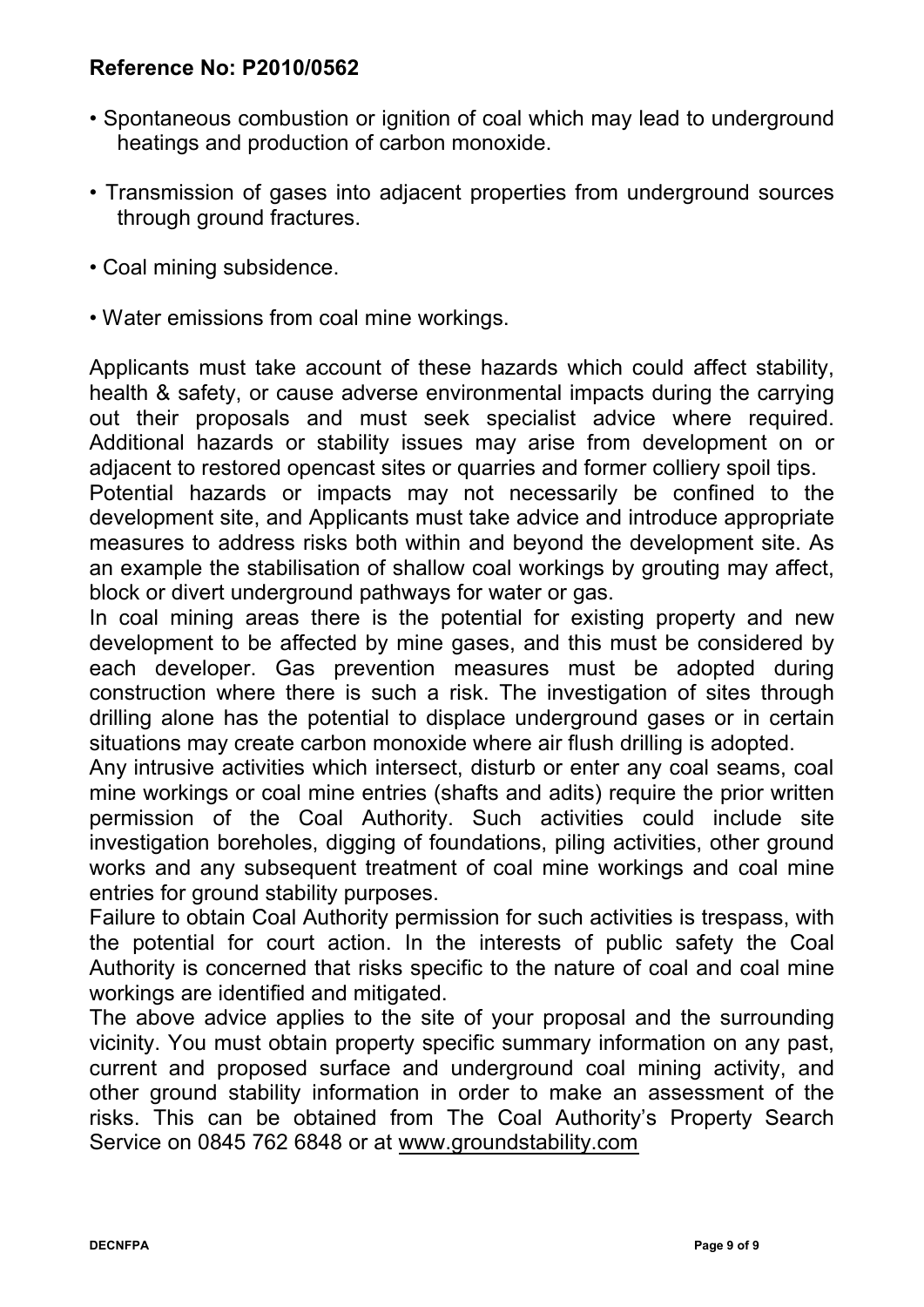**Reference No: P2010/0562**

- Spontaneous combustion or ignition of coal which may lead to underground heatings and production of carbon monoxide.
- Transmission of gases into adjacent properties from underground sources through ground fractures.
- Coal mining subsidence.
- Water emissions from coal mine workings.

Applicants must take account of these hazards which could affect stability, health & safety, or cause adverse environmental impacts during the carrying out their proposals and must seek specialist advice where required. Additional hazards or stability issues may arise from development on or adjacent to restored opencast sites or quarries and former colliery spoil tips.

Potential hazards or impacts may not necessarily be confined to the development site, and Applicants must take advice and introduce appropriate measures to address risks both within and beyond the development site. As an example the stabilisation of shallow coal workings by grouting may affect, block or divert underground pathways for water or gas.

In coal mining areas there is the potential for existing property and new development to be affected by mine gases, and this must be considered by each developer. Gas prevention measures must be adopted during construction where there is such a risk. The investigation of sites through drilling alone has the potential to displace underground gases or in certain situations may create carbon monoxide where air flush drilling is adopted.

Any intrusive activities which intersect, disturb or enter any coal seams, coal mine workings or coal mine entries (shafts and adits) require the prior written permission of the Coal Authority. Such activities could include site investigation boreholes, digging of foundations, piling activities, other ground works and any subsequent treatment of coal mine workings and coal mine entries for ground stability purposes.

Failure to obtain Coal Authority permission for such activities is trespass, with the potential for court action. In the interests of public safety the Coal Authority is concerned that risks specific to the nature of coal and coal mine workings are identified and mitigated.

The above advice applies to the site of your proposal and the surrounding vicinity. You must obtain property specific summary information on any past, current and proposed surface and underground coal mining activity, and other ground stability information in order to make an assessment of the risks. This can be obtained from The Coal Authority's Property Search Service on 0845 762 6848 or at www.groundstability.com

DECNFPA